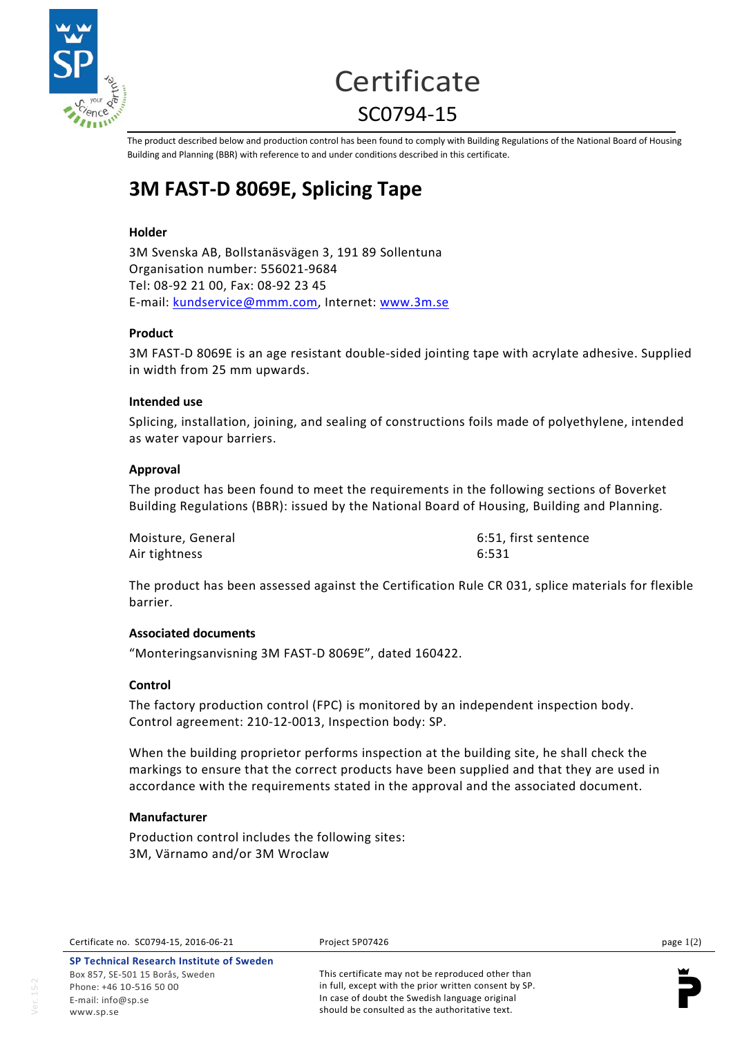# Certificate

## SC0794-15

The product described below and production control has been found to comply with Building Regulations of the National Board of Housing Building and Planning (BBR) with reference to and under conditions described in this certificate.

# 3M FAST-D 8069E, Splicing Tape

### Holder

3M Svenska AB, Bollstanäsvägen 3, 191 89 Sollentuna
Organisation number: 556021-9684
Tel: 08-92 21 00, Fax: 08-92 23 45
E-mail: kundservice@mmm.com, Internet: www.3m.se

### Product

3M FAST-D 8069E is an age resistant double-sided jointing tape with acrylate adhesive. Supplied in width from 25 mm upwards.

### Intended use

Splicing, installation, joining, and sealing of constructions foils made of polyethylene, intended as water vapour barriers.

### Approval

The product has been found to meet the requirements in the following sections of Boverket Building Regulations (BBR): issued by the National Board of Housing, Building and Planning.

| | |
|---|---|
| Moisture, General | 6:51, first sentence |
| Air tightness | 6:531 |

The product has been assessed against the Certification Rule CR 031, splice materials for flexible barrier.

### Associated documents

"Monteringsanvisning 3M FAST-D 8069E", dated 160422.

### Control

The factory production control (FPC) is monitored by an independent inspection body. Control agreement: 210-12-0013, Inspection body: SP.

When the building proprietor performs inspection at the building site, he shall check the markings to ensure that the correct products have been supplied and that they are used in accordance with the requirements stated in the approval and the associated document.

### Manufacturer

Production control includes the following sites:
3M, Värnamo and/or 3M Wroclaw

Certificate no. SC0794-15, 2016-06-21 Project 5P07426

**SP Technical Research Institute of Sweden**
Box 857, SE-501 15 Borås, Sweden
Phone: +46 10-516 50 00
E-mail: info@sp.se
www.sp.se

This certificate may not be reproduced other than in full, except with the prior written consent by SP. In case of doubt the Swedish language original should be consulted as the authoritative text.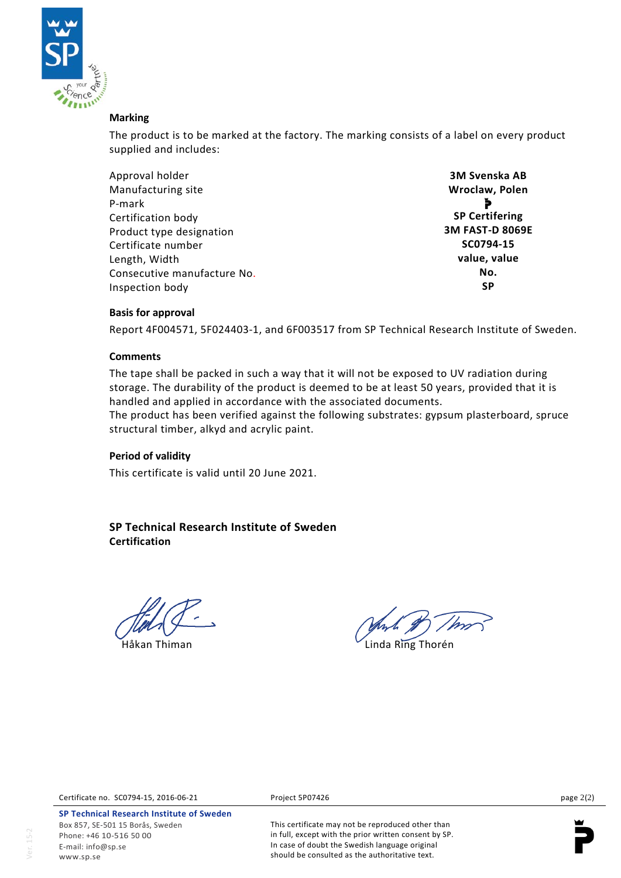## Marking

The product is to be marked at the factory. The marking consists of a label on every product supplied and includes:

| | |
|---|---|
| Approval holder | **3M Svenska AB** |
| Manufacturing site | **Wroclaw, Polen** |
| P-mark | **P** |
| Certification body | **SP Certifering** |
| Product type designation | **3M FAST-D 8069E** |
| Certificate number | **SC0794-15** |
| Length, Width | **value, value** |
| Consecutive manufacture No. | **No.** |
| Inspection body | **SP** |

## Basis for approval

Report 4F004571, 5F024403-1, and 6F003517 from SP Technical Research Institute of Sweden.

## Comments

The tape shall be packed in such a way that it will not be exposed to UV radiation during storage. The durability of the product is deemed to be at least 50 years, provided that it is handled and applied in accordance with the associated documents.
The product has been verified against the following substrates: gypsum plasterboard, spruce structural timber, alkyd and acrylic paint.

## Period of validity

This certificate is valid until 20 June 2021.

**SP Technical Research Institute of Sweden**
**Certification**

Håkan Thiman

Linda Ring Thorén

Certificate no. SC0794-15, 2016-06-21

Project 5P07426

**SP Technical Research Institute of Sweden**
Box 857, SE-501 15 Borås, Sweden
Phone: +46 10-516 50 00
E-mail: info@sp.se
www.sp.se

This certificate may not be reproduced other than in full, except with the prior written consent by SP. In case of doubt the Swedish language original should be consulted as the authoritative text.